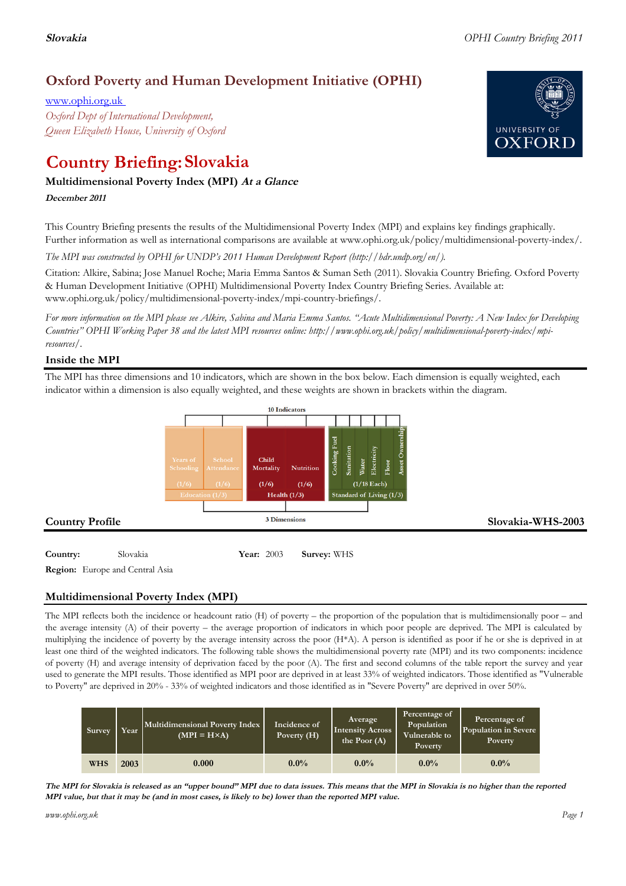## Oxford Poverty and Human Development Initiative (OPHI)

www.ophi.org.uk

*Oxford Dept of International Development,*
*Queen Elizabeth House, University of Oxford*

# Country Briefing: Slovakia

### Multidimensional Poverty Index (MPI) *At a Glance*

***December 2011***

This Country Briefing presents the results of the Multidimensional Poverty Index (MPI) and explains key findings graphically. Further information as well as international comparisons are available at www.ophi.org.uk/policy/multidimensional-poverty-index/.

*The MPI was constructed by OPHI for UNDP's 2011 Human Development Report (http://hdr.undp.org/en/).*

Citation: Alkire, Sabina; Jose Manuel Roche; Maria Emma Santos & Suman Seth (2011). Slovakia Country Briefing. Oxford Poverty & Human Development Initiative (OPHI) Multidimensional Poverty Index Country Briefing Series. Available at: www.ophi.org.uk/policy/multidimensional-poverty-index/mpi-country-briefings/.

*For more information on the MPI please see Alkire, Sabina and Maria Emma Santos. "Acute Multidimensional Poverty: A New Index for Developing Countries" OPHI Working Paper 38 and the latest MPI resources online: http://www.ophi.org.uk/policy/multidimensional-poverty-index/mpi-resources/.*

### Inside the MPI

The MPI has three dimensions and 10 indicators, which are shown in the box below. Each dimension is equally weighted, each indicator within a dimension is also equally weighted, and these weights are shown in brackets within the diagram.

10 Indicators

- Education (1/3): Years of Schooling (1/6), School Attendance (1/6)
- Health (1/3): Child Mortality (1/6), Nutrition (1/6)
- Standard of Living (1/3): Cooking Fuel, Sanitation, Water, Electricity, Floor, Asset Ownership (1/18 Each)

3 Dimensions

### Country Profile — Slovakia-WHS-2003

**Country:** Slovakia **Year:** 2003 **Survey:** WHS

**Region:** Europe and Central Asia

### Multidimensional Poverty Index (MPI)

The MPI reflects both the incidence or headcount ratio (H) of poverty – the proportion of the population that is multidimensionally poor – and the average intensity (A) of their poverty – the average proportion of indicators in which poor people are deprived. The MPI is calculated by multiplying the incidence of poverty by the average intensity across the poor (H*A). A person is identified as poor if he or she is deprived in at least one third of the weighted indicators. The following table shows the multidimensional poverty rate (MPI) and its two components: incidence of poverty (H) and average intensity of deprivation faced by the poor (A). The first and second columns of the table report the survey and year used to generate the MPI results. Those identified as MPI poor are deprived in at least 33% of weighted indicators. Those identified as "Vulnerable to Poverty" are deprived in 20% - 33% of weighted indicators and those identified as in "Severe Poverty" are deprived in over 50%.

| Survey | Year | Multidimensional Poverty Index (MPI = H×A) | Incidence of Poverty (H) | Average Intensity Across the Poor (A) | Percentage of Population Vulnerable to Poverty | Percentage of Population in Severe Poverty |
|---|---|---|---|---|---|---|
| WHS | 2003 | 0.000 | 0.0% | 0.0% | 0.0% | 0.0% |

***The MPI for Slovakia is released as an "upper bound" MPI due to data issues. This means that the MPI in Slovakia is no higher than the reported MPI value, but that it may be (and in most cases, is likely to be) lower than the reported MPI value.***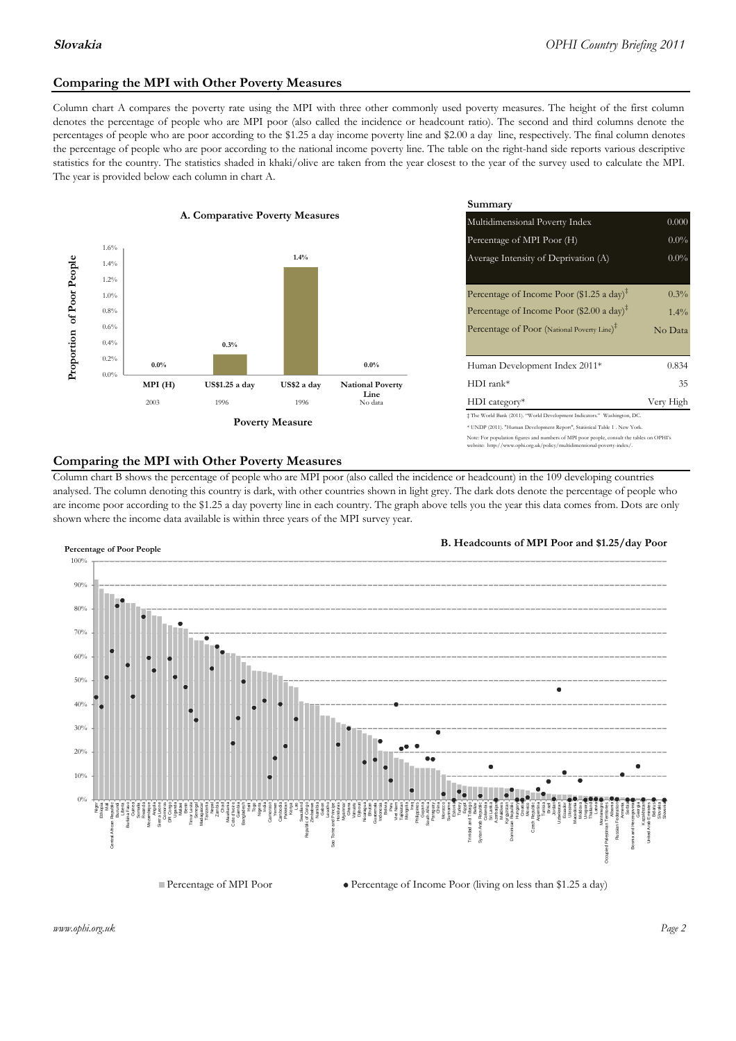## Comparing the MPI with Other Poverty Measures

Column chart A compares the poverty rate using the MPI with three other commonly used poverty measures. The height of the first column denotes the percentage of people who are MPI poor (also called the incidence or headcount ratio). The second and third columns denote the percentages of people who are poor according to the $1.25 a day income poverty line and $2.00 a day line, respectively. The final column denotes the percentage of people who are poor according to the national income poverty line. The table on the right-hand side reports various descriptive statistics for the country. The statistics shaded in khaki/olive are taken from the year closest to the year of the survey used to calculate the MPI. The year is provided below each column in chart A.

**A. Comparative Poverty Measures**

Proportion of Poor People

1.6%
1.4%
1.2%
1.0%
0.8%
0.6%
0.4%
0.2%
0.0%

MPI (H): 0.0% — 2003
US$1.25 a day: 0.3% — 1996
US$2 a day: 1.4% — 1996
National Poverty Line: 0.0% — No data

Poverty Measure

**Summary**

| | |
|---|---|
| Multidimensional Poverty Index | 0.000 |
| Percentage of MPI Poor (H) | 0.0% |
| Average Intensity of Deprivation (A) | 0.0% |
| Percentage of Income Poor ($1.25 a day)[‡] | 0.3% |
| Percentage of Income Poor ($2.00 a day)[‡] | 1.4% |
| Percentage of Poor (National Poverty Line)[‡] | No Data |
| Human Development Index 2011* | 0.834 |
| HDI rank* | 35 |
| HDI category* | Very High |

‡ The World Bank (2011). "World Development Indicators." Washington, DC.

* UNDP (2011). "Human Development Report", Statistical Table 1 . New York.

Note: For population figures and numbers of MPI poor people, consult the tables on OPHI's website: http://www.ophi.org.uk/policy/multidimensional-poverty-index/.

## Comparing the MPI with Other Poverty Measures

Column chart B shows the percentage of people who are MPI poor (also called the incidence or headcount) in the 109 developing countries analysed. The column denoting this country is dark, with other countries shown in light grey. The dark dots denote the percentage of people who are income poor according to the $1.25 a day poverty line in each country. The graph above tells you the year this data comes from. Dots are only shown where the income data available is within three years of the MPI survey year.

**B. Headcounts of MPI Poor and $1.25/day Poor**

Percentage of Poor People

100%
90%
80%
70%
60%
50%
40%
30%
20%
10%
0%

Percentage of MPI Poor

Percentage of Income Poor (living on less than $1.25 a day)